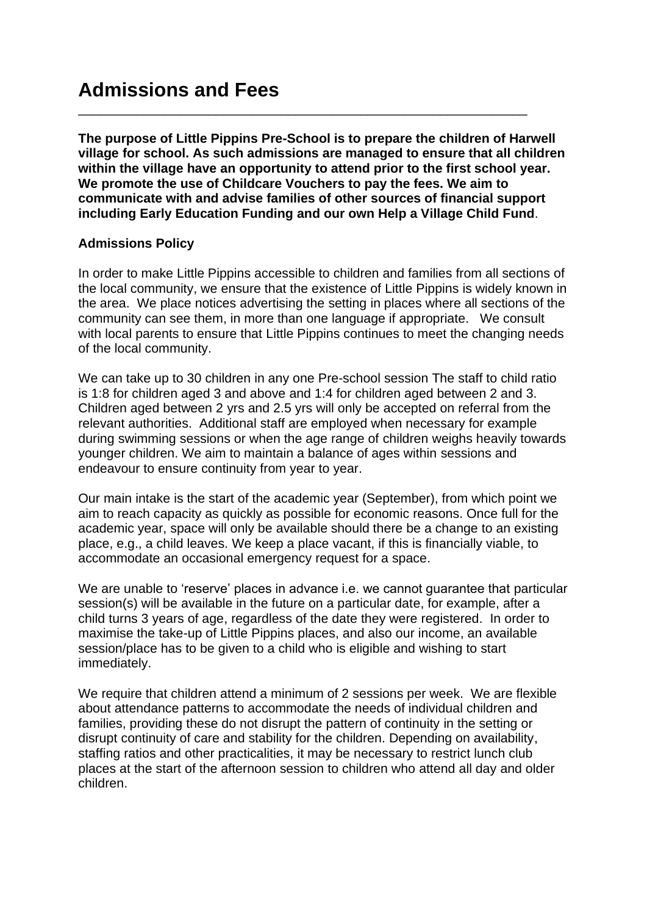# Admissions and Fees

**The purpose of Little Pippins Pre-School is to prepare the children of Harwell village for school. As such admissions are managed to ensure that all children within the village have an opportunity to attend prior to the first school year. We promote the use of Childcare Vouchers to pay the fees. We aim to communicate with and advise families of other sources of financial support including Early Education Funding and our own Help a Village Child Fund**.

**Admissions Policy**

In order to make Little Pippins accessible to children and families from all sections of the local community, we ensure that the existence of Little Pippins is widely known in the area. We place notices advertising the setting in places where all sections of the community can see them, in more than one language if appropriate. We consult with local parents to ensure that Little Pippins continues to meet the changing needs of the local community.

We can take up to 30 children in any one Pre-school session The staff to child ratio is 1:8 for children aged 3 and above and 1:4 for children aged between 2 and 3. Children aged between 2 yrs and 2.5 yrs will only be accepted on referral from the relevant authorities. Additional staff are employed when necessary for example during swimming sessions or when the age range of children weighs heavily towards younger children. We aim to maintain a balance of ages within sessions and endeavour to ensure continuity from year to year.

Our main intake is the start of the academic year (September), from which point we aim to reach capacity as quickly as possible for economic reasons. Once full for the academic year, space will only be available should there be a change to an existing place, e.g., a child leaves. We keep a place vacant, if this is financially viable, to accommodate an occasional emergency request for a space.

We are unable to 'reserve' places in advance i.e. we cannot guarantee that particular session(s) will be available in the future on a particular date, for example, after a child turns 3 years of age, regardless of the date they were registered. In order to maximise the take-up of Little Pippins places, and also our income, an available session/place has to be given to a child who is eligible and wishing to start immediately.

We require that children attend a minimum of 2 sessions per week. We are flexible about attendance patterns to accommodate the needs of individual children and families, providing these do not disrupt the pattern of continuity in the setting or disrupt continuity of care and stability for the children. Depending on availability, staffing ratios and other practicalities, it may be necessary to restrict lunch club places at the start of the afternoon session to children who attend all day and older children.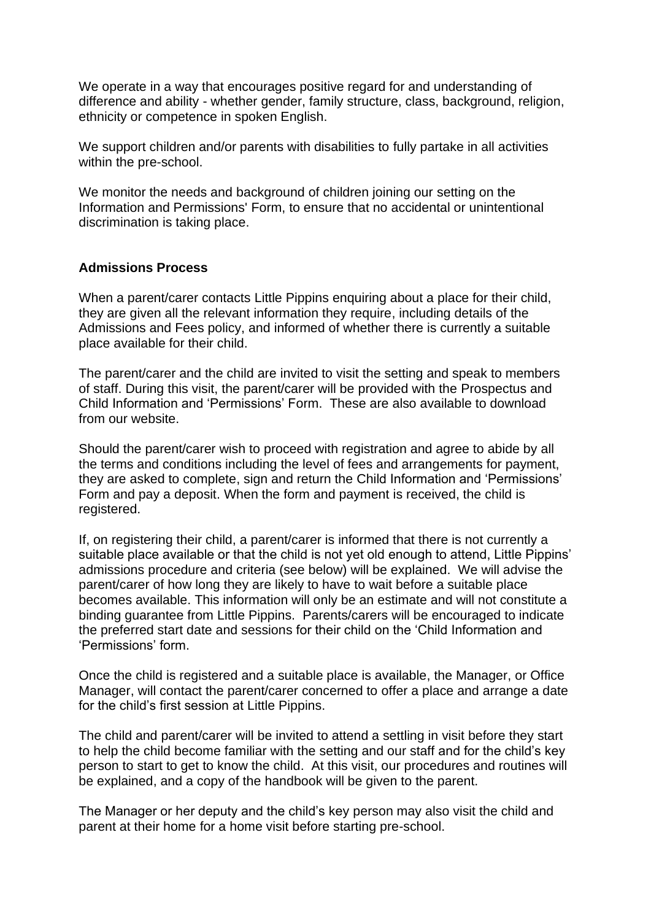We operate in a way that encourages positive regard for and understanding of difference and ability - whether gender, family structure, class, background, religion, ethnicity or competence in spoken English.

We support children and/or parents with disabilities to fully partake in all activities within the pre-school.

We monitor the needs and background of children joining our setting on the Information and Permissions' Form, to ensure that no accidental or unintentional discrimination is taking place.

**Admissions Process**

When a parent/carer contacts Little Pippins enquiring about a place for their child, they are given all the relevant information they require, including details of the Admissions and Fees policy, and informed of whether there is currently a suitable place available for their child.

The parent/carer and the child are invited to visit the setting and speak to members of staff. During this visit, the parent/carer will be provided with the Prospectus and Child Information and 'Permissions' Form. These are also available to download from our website.

Should the parent/carer wish to proceed with registration and agree to abide by all the terms and conditions including the level of fees and arrangements for payment, they are asked to complete, sign and return the Child Information and 'Permissions' Form and pay a deposit. When the form and payment is received, the child is registered.

If, on registering their child, a parent/carer is informed that there is not currently a suitable place available or that the child is not yet old enough to attend, Little Pippins' admissions procedure and criteria (see below) will be explained. We will advise the parent/carer of how long they are likely to have to wait before a suitable place becomes available. This information will only be an estimate and will not constitute a binding guarantee from Little Pippins. Parents/carers will be encouraged to indicate the preferred start date and sessions for their child on the 'Child Information and 'Permissions' form.

Once the child is registered and a suitable place is available, the Manager, or Office Manager, will contact the parent/carer concerned to offer a place and arrange a date for the child's first session at Little Pippins.

The child and parent/carer will be invited to attend a settling in visit before they start to help the child become familiar with the setting and our staff and for the child's key person to start to get to know the child. At this visit, our procedures and routines will be explained, and a copy of the handbook will be given to the parent.

The Manager or her deputy and the child's key person may also visit the child and parent at their home for a home visit before starting pre-school.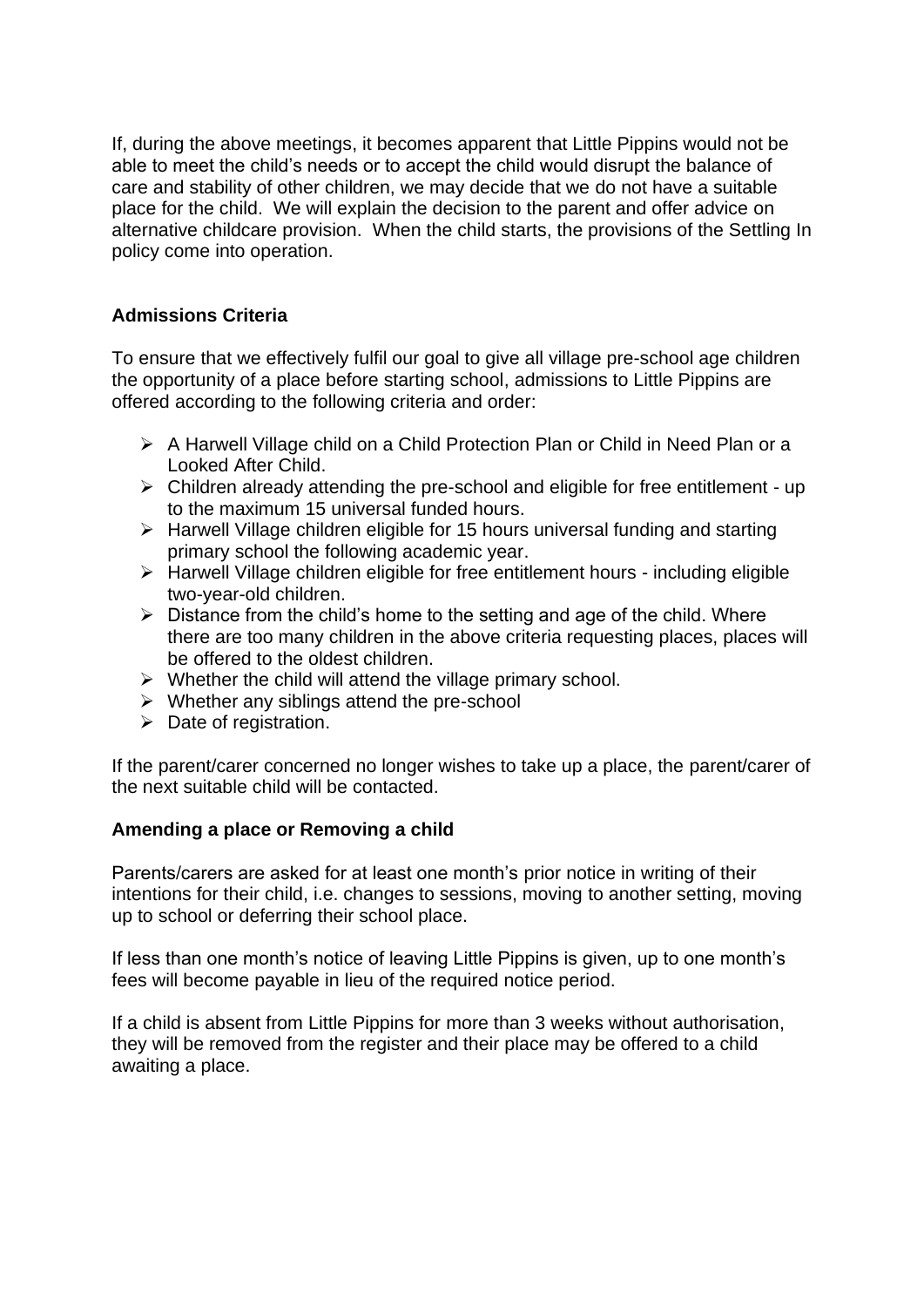If, during the above meetings, it becomes apparent that Little Pippins would not be able to meet the child's needs or to accept the child would disrupt the balance of care and stability of other children, we may decide that we do not have a suitable place for the child. We will explain the decision to the parent and offer advice on alternative childcare provision. When the child starts, the provisions of the Settling In policy come into operation.

**Admissions Criteria**

To ensure that we effectively fulfil our goal to give all village pre-school age children the opportunity of a place before starting school, admissions to Little Pippins are offered according to the following criteria and order:

- A Harwell Village child on a Child Protection Plan or Child in Need Plan or a Looked After Child.
- Children already attending the pre-school and eligible for free entitlement - up to the maximum 15 universal funded hours.
- Harwell Village children eligible for 15 hours universal funding and starting primary school the following academic year.
- Harwell Village children eligible for free entitlement hours - including eligible two-year-old children.
- Distance from the child's home to the setting and age of the child. Where there are too many children in the above criteria requesting places, places will be offered to the oldest children.
- Whether the child will attend the village primary school.
- Whether any siblings attend the pre-school
- Date of registration.

If the parent/carer concerned no longer wishes to take up a place, the parent/carer of the next suitable child will be contacted.

**Amending a place or Removing a child**

Parents/carers are asked for at least one month's prior notice in writing of their intentions for their child, i.e. changes to sessions, moving to another setting, moving up to school or deferring their school place.

If less than one month's notice of leaving Little Pippins is given, up to one month's fees will become payable in lieu of the required notice period.

If a child is absent from Little Pippins for more than 3 weeks without authorisation, they will be removed from the register and their place may be offered to a child awaiting a place.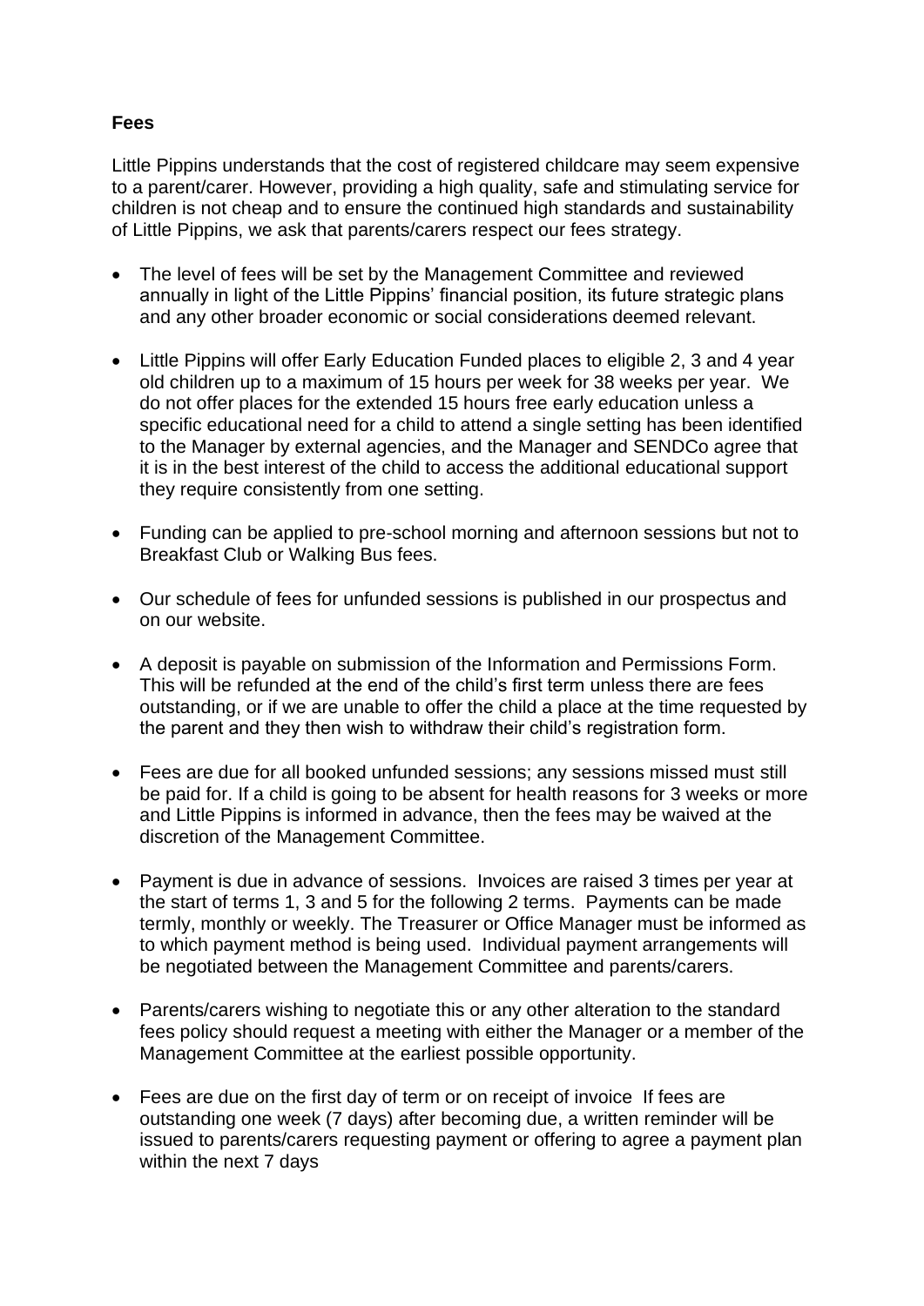**Fees**

Little Pippins understands that the cost of registered childcare may seem expensive to a parent/carer. However, providing a high quality, safe and stimulating service for children is not cheap and to ensure the continued high standards and sustainability of Little Pippins, we ask that parents/carers respect our fees strategy.

- The level of fees will be set by the Management Committee and reviewed annually in light of the Little Pippins' financial position, its future strategic plans and any other broader economic or social considerations deemed relevant.
- Little Pippins will offer Early Education Funded places to eligible 2, 3 and 4 year old children up to a maximum of 15 hours per week for 38 weeks per year. We do not offer places for the extended 15 hours free early education unless a specific educational need for a child to attend a single setting has been identified to the Manager by external agencies, and the Manager and SENDCo agree that it is in the best interest of the child to access the additional educational support they require consistently from one setting.
- Funding can be applied to pre-school morning and afternoon sessions but not to Breakfast Club or Walking Bus fees.
- Our schedule of fees for unfunded sessions is published in our prospectus and on our website.
- A deposit is payable on submission of the Information and Permissions Form. This will be refunded at the end of the child's first term unless there are fees outstanding, or if we are unable to offer the child a place at the time requested by the parent and they then wish to withdraw their child's registration form.
- Fees are due for all booked unfunded sessions; any sessions missed must still be paid for. If a child is going to be absent for health reasons for 3 weeks or more and Little Pippins is informed in advance, then the fees may be waived at the discretion of the Management Committee.
- Payment is due in advance of sessions. Invoices are raised 3 times per year at the start of terms 1, 3 and 5 for the following 2 terms. Payments can be made termly, monthly or weekly. The Treasurer or Office Manager must be informed as to which payment method is being used. Individual payment arrangements will be negotiated between the Management Committee and parents/carers.
- Parents/carers wishing to negotiate this or any other alteration to the standard fees policy should request a meeting with either the Manager or a member of the Management Committee at the earliest possible opportunity.
- Fees are due on the first day of term or on receipt of invoice If fees are outstanding one week (7 days) after becoming due, a written reminder will be issued to parents/carers requesting payment or offering to agree a payment plan within the next 7 days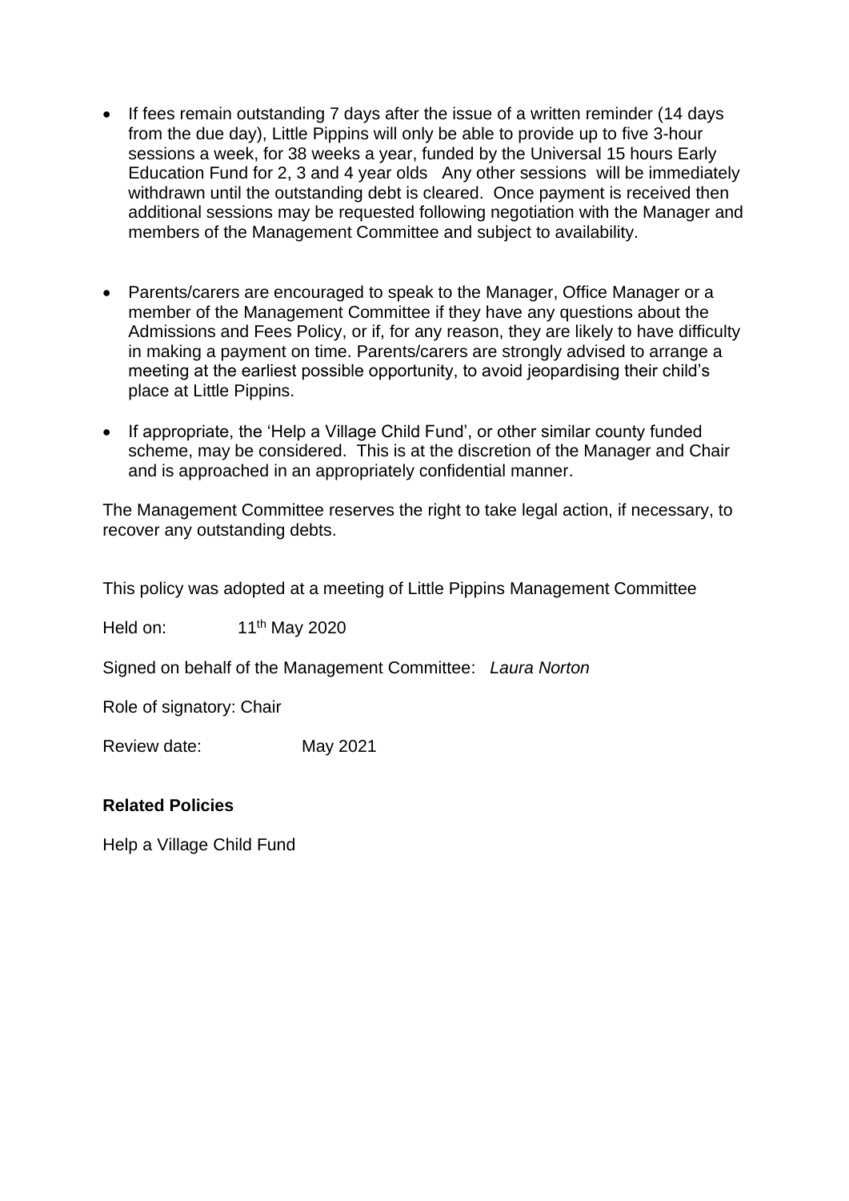- If fees remain outstanding 7 days after the issue of a written reminder (14 days from the due day), Little Pippins will only be able to provide up to five 3-hour sessions a week, for 38 weeks a year, funded by the Universal 15 hours Early Education Fund for 2, 3 and 4 year olds Any other sessions will be immediately withdrawn until the outstanding debt is cleared. Once payment is received then additional sessions may be requested following negotiation with the Manager and members of the Management Committee and subject to availability.

- Parents/carers are encouraged to speak to the Manager, Office Manager or a member of the Management Committee if they have any questions about the Admissions and Fees Policy, or if, for any reason, they are likely to have difficulty in making a payment on time. Parents/carers are strongly advised to arrange a meeting at the earliest possible opportunity, to avoid jeopardising their child's place at Little Pippins.

- If appropriate, the 'Help a Village Child Fund', or other similar county funded scheme, may be considered. This is at the discretion of the Manager and Chair and is approached in an appropriately confidential manner.

The Management Committee reserves the right to take legal action, if necessary, to recover any outstanding debts.

This policy was adopted at a meeting of Little Pippins Management Committee

Held on: 11th May 2020

Signed on behalf of the Management Committee: *Laura Norton*

Role of signatory: Chair

Review date: May 2021

**Related Policies**

Help a Village Child Fund